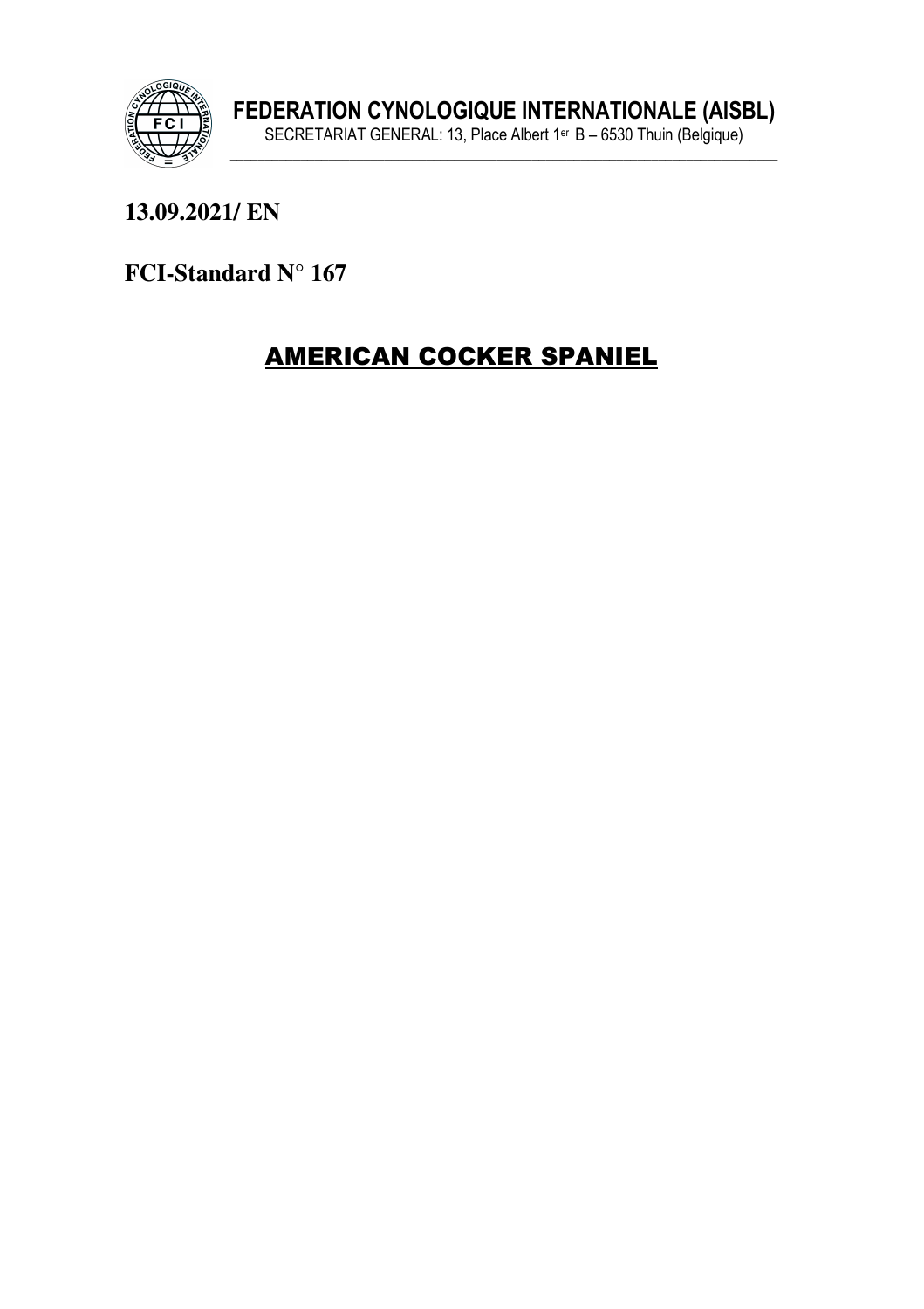**FEDERATION CYNOLOGIQUE INTERNATIONALE (AISBL)**
SECRETARIAT GENERAL: 13, Place Albert 1er B – 6530 Thuin (Belgique)

**13.09.2021/ EN**

**FCI-Standard N° 167**

# AMERICAN COCKER SPANIEL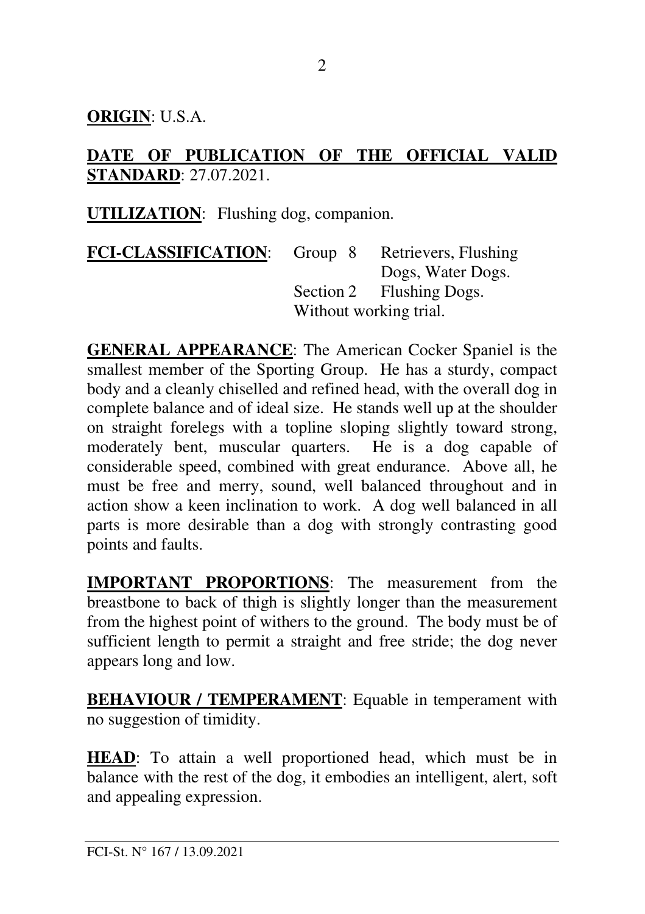**ORIGIN**: U.S.A.

**DATE OF PUBLICATION OF THE OFFICIAL VALID STANDARD**: 27.07.2021.

**UTILIZATION**: Flushing dog, companion.

**FCI-CLASSIFICATION**: Group 8 Retrievers, Flushing Dogs, Water Dogs.
Section 2 Flushing Dogs.
Without working trial.

**GENERAL APPEARANCE**: The American Cocker Spaniel is the smallest member of the Sporting Group. He has a sturdy, compact body and a cleanly chiselled and refined head, with the overall dog in complete balance and of ideal size. He stands well up at the shoulder on straight forelegs with a topline sloping slightly toward strong, moderately bent, muscular quarters. He is a dog capable of considerable speed, combined with great endurance. Above all, he must be free and merry, sound, well balanced throughout and in action show a keen inclination to work. A dog well balanced in all parts is more desirable than a dog with strongly contrasting good points and faults.

**IMPORTANT PROPORTIONS**: The measurement from the breastbone to back of thigh is slightly longer than the measurement from the highest point of withers to the ground. The body must be of sufficient length to permit a straight and free stride; the dog never appears long and low.

**BEHAVIOUR / TEMPERAMENT**: Equable in temperament with no suggestion of timidity.

**HEAD**: To attain a well proportioned head, which must be in balance with the rest of the dog, it embodies an intelligent, alert, soft and appealing expression.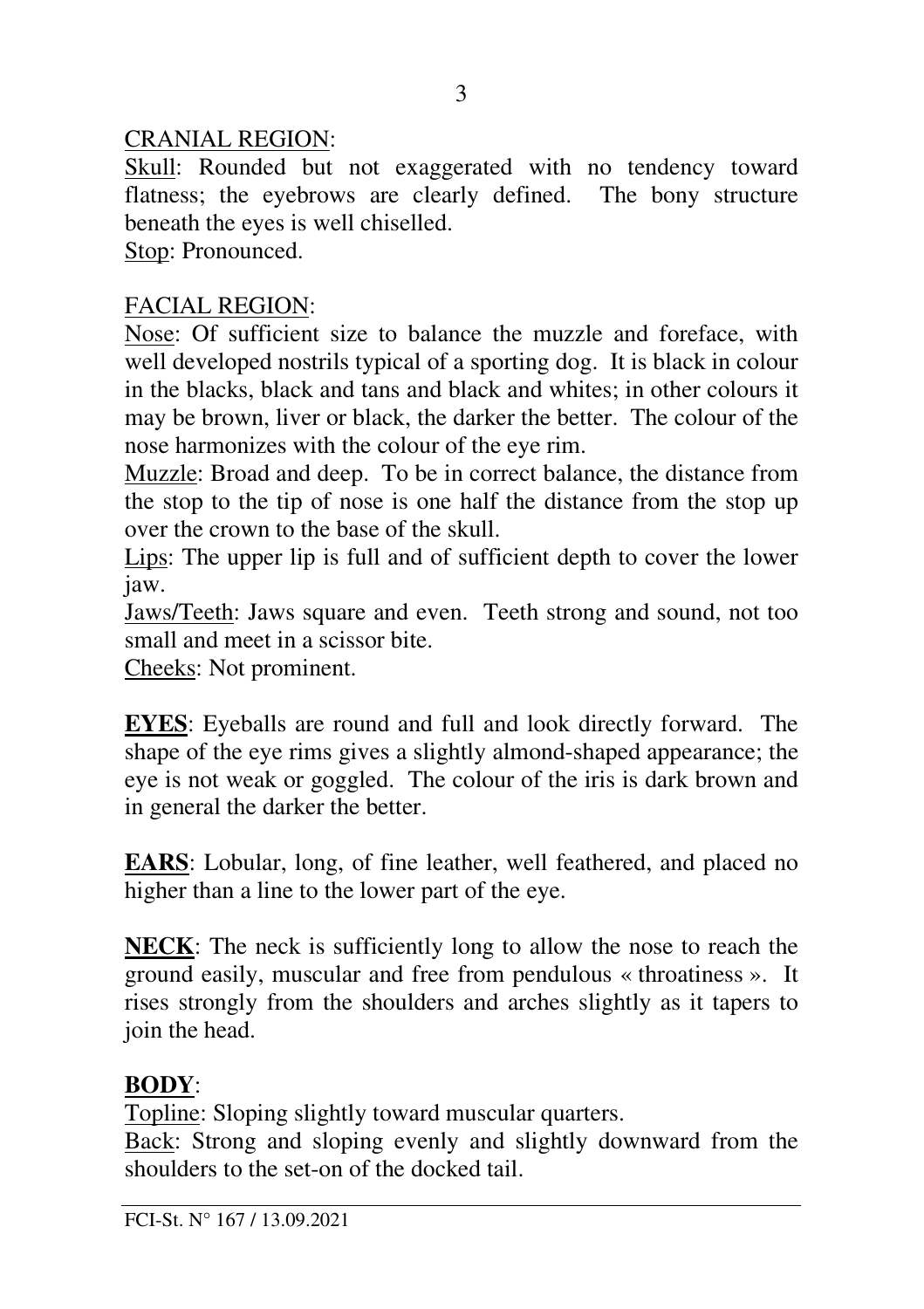CRANIAL REGION:

Skull: Rounded but not exaggerated with no tendency toward flatness; the eyebrows are clearly defined. The bony structure beneath the eyes is well chiselled.

Stop: Pronounced.

FACIAL REGION:

Nose: Of sufficient size to balance the muzzle and foreface, with well developed nostrils typical of a sporting dog. It is black in colour in the blacks, black and tans and black and whites; in other colours it may be brown, liver or black, the darker the better. The colour of the nose harmonizes with the colour of the eye rim.

Muzzle: Broad and deep. To be in correct balance, the distance from the stop to the tip of nose is one half the distance from the stop up over the crown to the base of the skull.

Lips: The upper lip is full and of sufficient depth to cover the lower jaw.

Jaws/Teeth: Jaws square and even. Teeth strong and sound, not too small and meet in a scissor bite.

Cheeks: Not prominent.

**EYES**: Eyeballs are round and full and look directly forward. The shape of the eye rims gives a slightly almond-shaped appearance; the eye is not weak or goggled. The colour of the iris is dark brown and in general the darker the better.

**EARS**: Lobular, long, of fine leather, well feathered, and placed no higher than a line to the lower part of the eye.

**NECK**: The neck is sufficiently long to allow the nose to reach the ground easily, muscular and free from pendulous « throatiness ». It rises strongly from the shoulders and arches slightly as it tapers to join the head.

**BODY**:

Topline: Sloping slightly toward muscular quarters.

Back: Strong and sloping evenly and slightly downward from the shoulders to the set-on of the docked tail.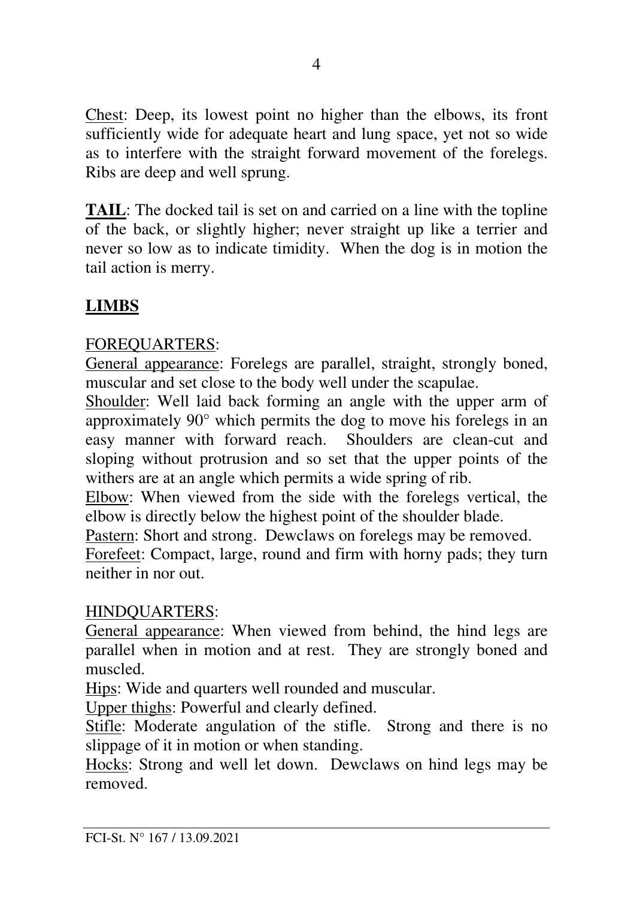Chest: Deep, its lowest point no higher than the elbows, its front sufficiently wide for adequate heart and lung space, yet not so wide as to interfere with the straight forward movement of the forelegs. Ribs are deep and well sprung.

**TAIL**: The docked tail is set on and carried on a line with the topline of the back, or slightly higher; never straight up like a terrier and never so low as to indicate timidity. When the dog is in motion the tail action is merry.

## LIMBS

FOREQUARTERS:

General appearance: Forelegs are parallel, straight, strongly boned, muscular and set close to the body well under the scapulae.

Shoulder: Well laid back forming an angle with the upper arm of approximately 90° which permits the dog to move his forelegs in an easy manner with forward reach. Shoulders are clean-cut and sloping without protrusion and so set that the upper points of the withers are at an angle which permits a wide spring of rib.

Elbow: When viewed from the side with the forelegs vertical, the elbow is directly below the highest point of the shoulder blade.

Pastern: Short and strong. Dewclaws on forelegs may be removed.

Forefeet: Compact, large, round and firm with horny pads; they turn neither in nor out.

HINDQUARTERS:

General appearance: When viewed from behind, the hind legs are parallel when in motion and at rest. They are strongly boned and muscled.

Hips: Wide and quarters well rounded and muscular.

Upper thighs: Powerful and clearly defined.

Stifle: Moderate angulation of the stifle. Strong and there is no slippage of it in motion or when standing.

Hocks: Strong and well let down. Dewclaws on hind legs may be removed.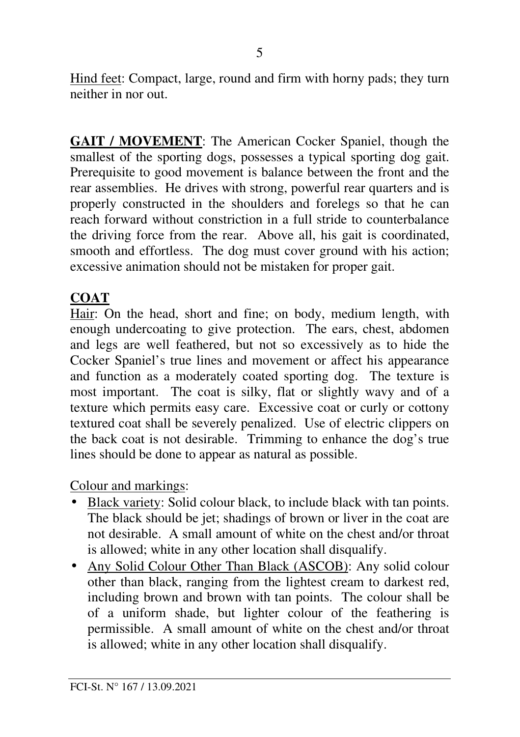Hind feet: Compact, large, round and firm with horny pads; they turn neither in nor out.

**GAIT / MOVEMENT**: The American Cocker Spaniel, though the smallest of the sporting dogs, possesses a typical sporting dog gait. Prerequisite to good movement is balance between the front and the rear assemblies. He drives with strong, powerful rear quarters and is properly constructed in the shoulders and forelegs so that he can reach forward without constriction in a full stride to counterbalance the driving force from the rear. Above all, his gait is coordinated, smooth and effortless. The dog must cover ground with his action; excessive animation should not be mistaken for proper gait.

**COAT**

Hair: On the head, short and fine; on body, medium length, with enough undercoating to give protection. The ears, chest, abdomen and legs are well feathered, but not so excessively as to hide the Cocker Spaniel's true lines and movement or affect his appearance and function as a moderately coated sporting dog. The texture is most important. The coat is silky, flat or slightly wavy and of a texture which permits easy care. Excessive coat or curly or cottony textured coat shall be severely penalized. Use of electric clippers on the back coat is not desirable. Trimming to enhance the dog's true lines should be done to appear as natural as possible.

Colour and markings:

- Black variety: Solid colour black, to include black with tan points. The black should be jet; shadings of brown or liver in the coat are not desirable. A small amount of white on the chest and/or throat is allowed; white in any other location shall disqualify.
- Any Solid Colour Other Than Black (ASCOB): Any solid colour other than black, ranging from the lightest cream to darkest red, including brown and brown with tan points. The colour shall be of a uniform shade, but lighter colour of the feathering is permissible. A small amount of white on the chest and/or throat is allowed; white in any other location shall disqualify.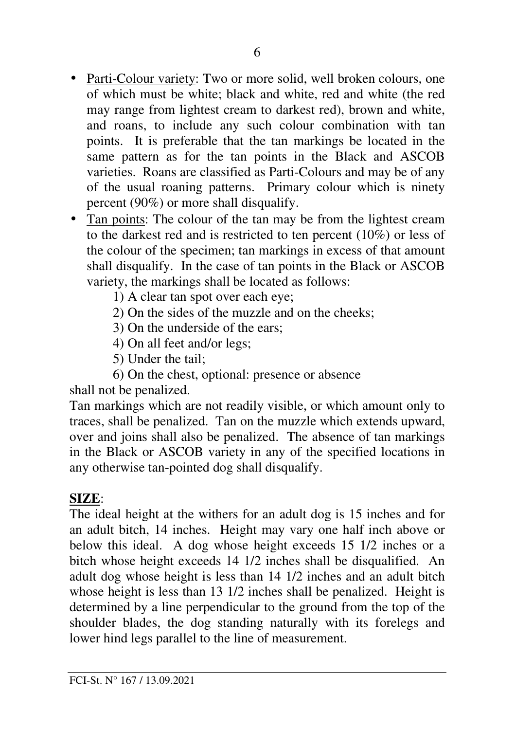- Parti-Colour variety: Two or more solid, well broken colours, one of which must be white; black and white, red and white (the red may range from lightest cream to darkest red), brown and white, and roans, to include any such colour combination with tan points. It is preferable that the tan markings be located in the same pattern as for the tan points in the Black and ASCOB varieties. Roans are classified as Parti-Colours and may be of any of the usual roaning patterns. Primary colour which is ninety percent (90%) or more shall disqualify.
- Tan points: The colour of the tan may be from the lightest cream to the darkest red and is restricted to ten percent (10%) or less of the colour of the specimen; tan markings in excess of that amount shall disqualify. In the case of tan points in the Black or ASCOB variety, the markings shall be located as follows:
  1) A clear tan spot over each eye;
  2) On the sides of the muzzle and on the cheeks;
  3) On the underside of the ears;
  4) On all feet and/or legs;
  5) Under the tail;
  6) On the chest, optional: presence or absence

shall not be penalized.

Tan markings which are not readily visible, or which amount only to traces, shall be penalized. Tan on the muzzle which extends upward, over and joins shall also be penalized. The absence of tan markings in the Black or ASCOB variety in any of the specified locations in any otherwise tan-pointed dog shall disqualify.

**SIZE**:

The ideal height at the withers for an adult dog is 15 inches and for an adult bitch, 14 inches. Height may vary one half inch above or below this ideal. A dog whose height exceeds 15 1/2 inches or a bitch whose height exceeds 14 1/2 inches shall be disqualified. An adult dog whose height is less than 14 1/2 inches and an adult bitch whose height is less than 13 1/2 inches shall be penalized. Height is determined by a line perpendicular to the ground from the top of the shoulder blades, the dog standing naturally with its forelegs and lower hind legs parallel to the line of measurement.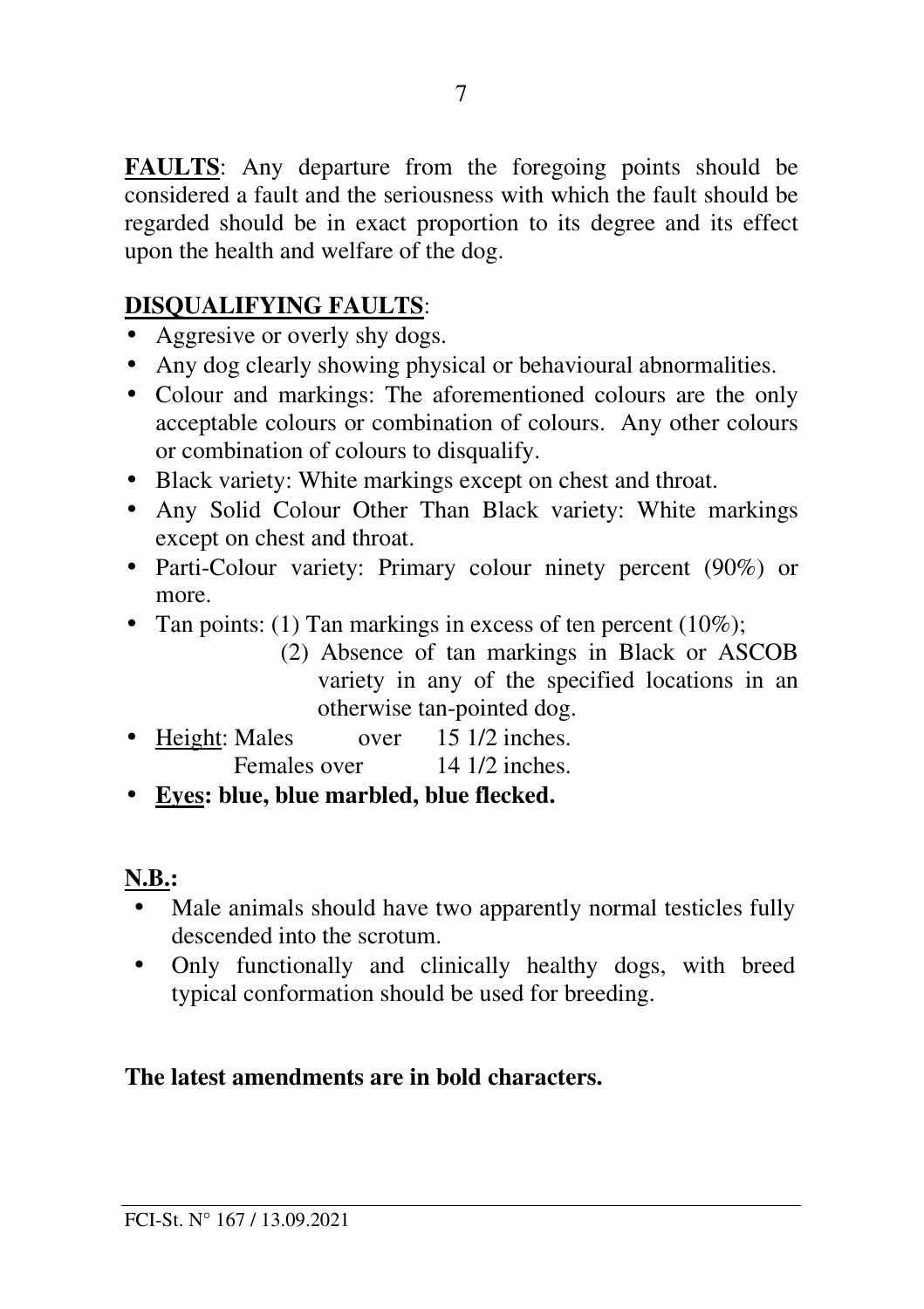**FAULTS**: Any departure from the foregoing points should be considered a fault and the seriousness with which the fault should be regarded should be in exact proportion to its degree and its effect upon the health and welfare of the dog.

**DISQUALIFYING FAULTS**:

- Aggresive or overly shy dogs.
- Any dog clearly showing physical or behavioural abnormalities.
- Colour and markings: The aforementioned colours are the only acceptable colours or combination of colours. Any other colours or combination of colours to disqualify.
- Black variety: White markings except on chest and throat.
- Any Solid Colour Other Than Black variety: White markings except on chest and throat.
- Parti-Colour variety: Primary colour ninety percent (90%) or more.
- Tan points: (1) Tan markings in excess of ten percent (10%);
  (2) Absence of tan markings in Black or ASCOB variety in any of the specified locations in an otherwise tan-pointed dog.
- Height: Males over 15 1/2 inches.
  Females over 14 1/2 inches.
- **Eyes: blue, blue marbled, blue flecked.**

**N.B.:**

- Male animals should have two apparently normal testicles fully descended into the scrotum.
- Only functionally and clinically healthy dogs, with breed typical conformation should be used for breeding.

**The latest amendments are in bold characters.**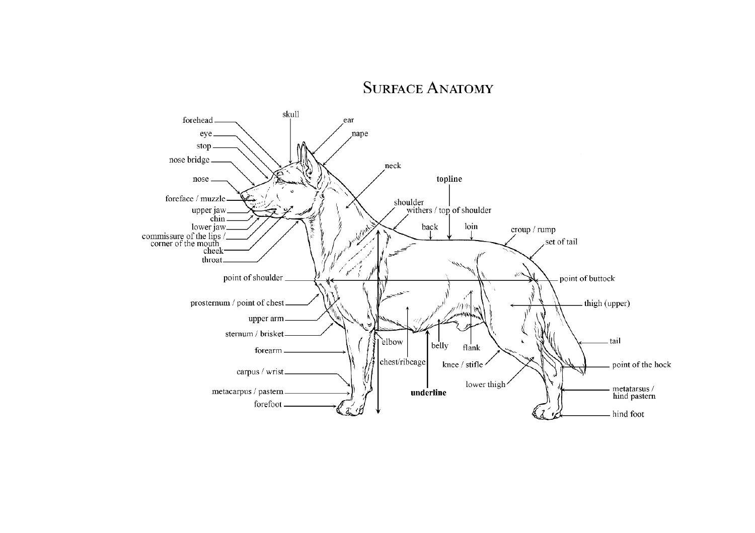# Surface Anatomy

forehead
eye
stop
nose bridge
nose
foreface / muzzle
upper jaw
chin
lower jaw
commissure of the lips / corner of the mouth
cheek
throat
skull
ear
nape
neck
topline
shoulder
withers / top of shoulder
back
loin
croup / rump
set of tail
point of shoulder
point of buttock
prosternum / point of chest
thigh (upper)
upper arm
sternum / brisket
tail
forearm
elbow
belly
flank
chest/ribcage
knee / stifle
point of the hock
carpus / wrist
lower thigh
metacarpus / pastern
underline
metatarsus / hind pastern
forefoot
hind foot